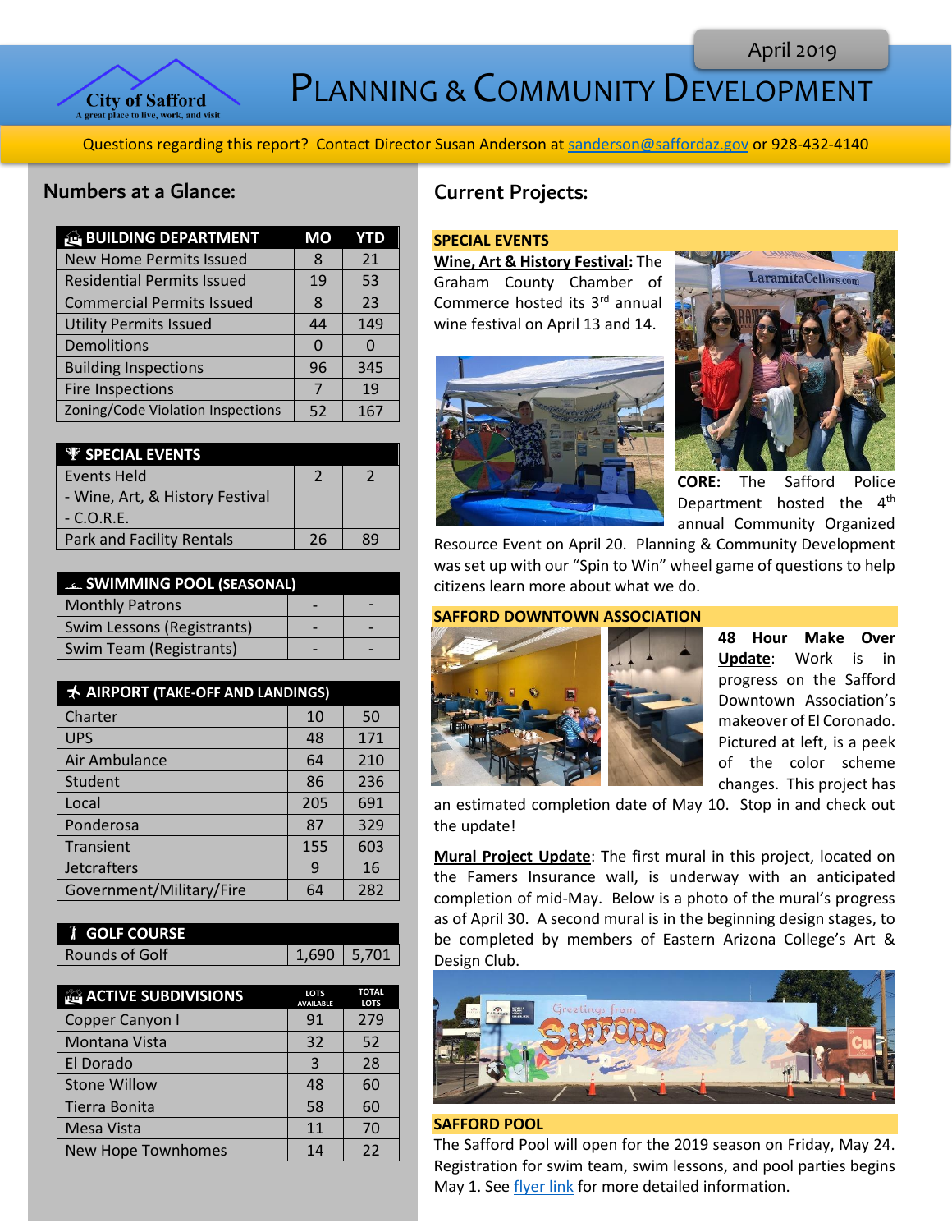April 2019

City of Safford
A great place to live, work, and visit

# Planning & Community Development

Questions regarding this report? Contact Director Susan Anderson at sanderson@saffordaz.gov or 928-432-4140

## Numbers at a Glance:

| BUILDING DEPARTMENT | MO | YTD |
|---|---|---|
| New Home Permits Issued | 8 | 21 |
| Residential Permits Issued | 19 | 53 |
| Commercial Permits Issued | 8 | 23 |
| Utility Permits Issued | 44 | 149 |
| Demolitions | 0 | 0 |
| Building Inspections | 96 | 345 |
| Fire Inspections | 7 | 19 |
| Zoning/Code Violation Inspections | 52 | 167 |

| SPECIAL EVENTS | | |
|---|---|---|
| Events Held<br>- Wine, Art, & History Festival<br>- C.O.R.E. | 2 | 2 |
| Park and Facility Rentals | 26 | 89 |

| SWIMMING POOL (SEASONAL) | | |
|---|---|---|
| Monthly Patrons | - | - |
| Swim Lessons (Registrants) | - | - |
| Swim Team (Registrants) | - | - |

| AIRPORT (TAKE-OFF AND LANDINGS) | | |
|---|---|---|
| Charter | 10 | 50 |
| UPS | 48 | 171 |
| Air Ambulance | 64 | 210 |
| Student | 86 | 236 |
| Local | 205 | 691 |
| Ponderosa | 87 | 329 |
| Transient | 155 | 603 |
| Jetcrafters | 9 | 16 |
| Government/Military/Fire | 64 | 282 |

| GOLF COURSE | | |
|---|---|---|
| Rounds of Golf | 1,690 | 5,701 |

| ACTIVE SUBDIVISIONS | LOTS AVAILABLE | TOTAL LOTS |
|---|---|---|
| Copper Canyon I | 91 | 279 |
| Montana Vista | 32 | 52 |
| El Dorado | 3 | 28 |
| Stone Willow | 48 | 60 |
| Tierra Bonita | 58 | 60 |
| Mesa Vista | 11 | 70 |
| New Hope Townhomes | 14 | 22 |

## Current Projects:

### SPECIAL EVENTS

**Wine, Art & History Festival:** The Graham County Chamber of Commerce hosted its 3rd annual wine festival on April 13 and 14.

**CORE:** The Safford Police Department hosted the 4th annual Community Organized Resource Event on April 20. Planning & Community Development was set up with our "Spin to Win" wheel game of questions to help citizens learn more about what we do.

### SAFFORD DOWNTOWN ASSOCIATION

**48 Hour Make Over Update:** Work is in progress on the Safford Downtown Association's makeover of El Coronado. Pictured at left, is a peek of the color scheme changes. This project has an estimated completion date of May 10. Stop in and check out the update!

**Mural Project Update:** The first mural in this project, located on the Famers Insurance wall, is underway with an anticipated completion of mid-May. Below is a photo of the mural's progress as of April 30. A second mural is in the beginning design stages, to be completed by members of Eastern Arizona College's Art & Design Club.

### SAFFORD POOL

The Safford Pool will open for the 2019 season on Friday, May 24. Registration for swim team, swim lessons, and pool parties begins May 1. See flyer link for more detailed information.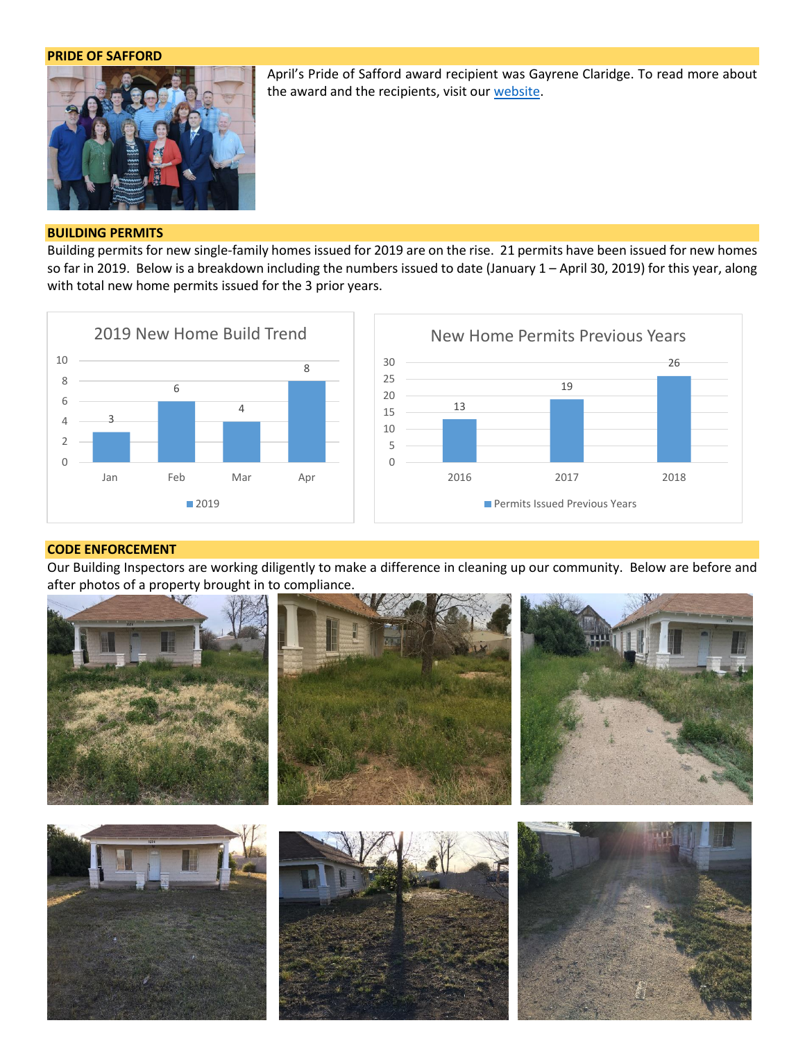## PRIDE OF SAFFORD

April's Pride of Safford award recipient was Gayrene Claridge. To read more about the award and the recipients, visit our [website](website).

## BUILDING PERMITS

Building permits for new single-family homes issued for 2019 are on the rise. 21 permits have been issued for new homes so far in 2019. Below is a breakdown including the numbers issued to date (January 1 – April 30, 2019) for this year, along with total new home permits issued for the 3 prior years.

2019 New Home Build Trend

10
8
6
4
2
0

3
6
4
8

Jan
Feb
Mar
Apr

2019

New Home Permits Previous Years

30
25
20
15
10
5
0

13
19
26

2016
2017
2018

Permits Issued Previous Years

## CODE ENFORCEMENT

Our Building Inspectors are working diligently to make a difference in cleaning up our community. Below are before and after photos of a property brought in to compliance.